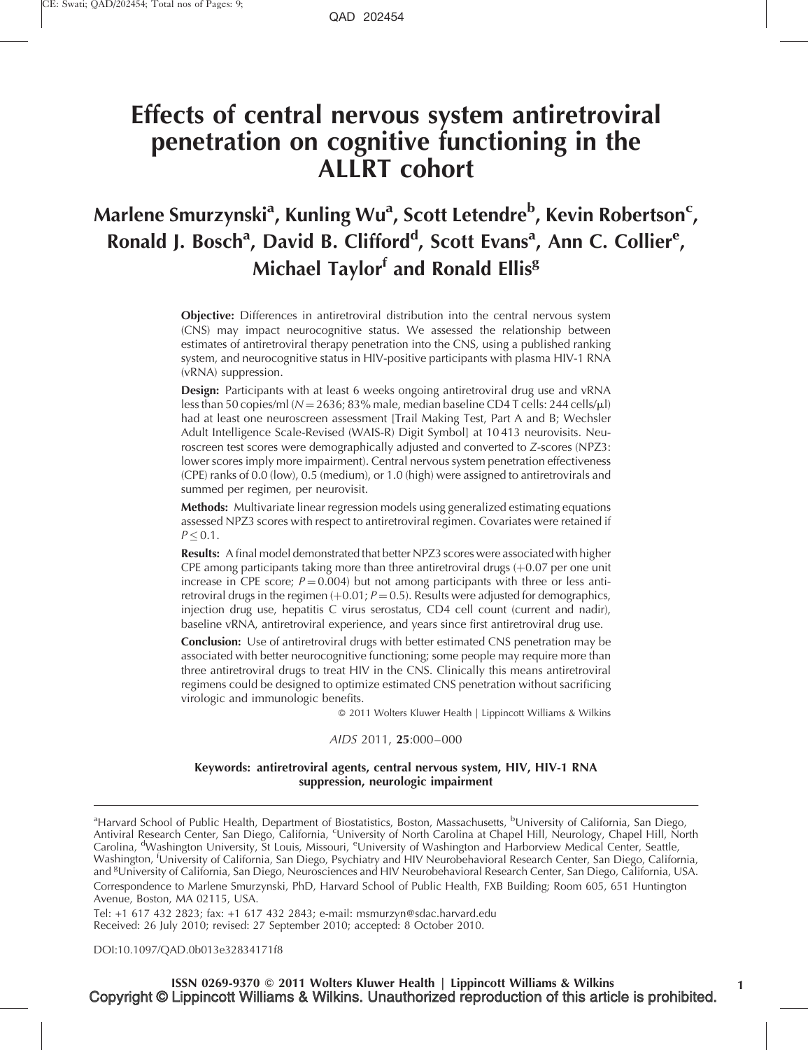# Effects of central nervous system antiretroviral penetration on cognitive functioning in the ALLRT cohort

**Marlene Smurzynski[a], Kunling Wu[a], Scott Letendre[b], Kevin Robertson[c], Ronald J. Bosch[a], David B. Clifford[d], Scott Evans[a], Ann C. Collier[e], Michael Taylor[f] and Ronald Ellis[g]**

**Objective:** Differences in antiretroviral distribution into the central nervous system (CNS) may impact neurocognitive status. We assessed the relationship between estimates of antiretroviral therapy penetration into the CNS, using a published ranking system, and neurocognitive status in HIV-positive participants with plasma HIV-1 RNA (vRNA) suppression.

**Design:** Participants with at least 6 weeks ongoing antiretroviral drug use and vRNA less than 50 copies/ml ($N = 2636$; 83% male, median baseline CD4 T cells: 244 cells/μl) had at least one neuroscreen assessment [Trail Making Test, Part A and B; Wechsler Adult Intelligence Scale-Revised (WAIS-R) Digit Symbol] at 10 413 neurovisits. Neuroscreen test scores were demographically adjusted and converted to *Z*-scores (NPZ3: lower scores imply more impairment). Central nervous system penetration effectiveness (CPE) ranks of 0.0 (low), 0.5 (medium), or 1.0 (high) were assigned to antiretrovirals and summed per regimen, per neurovisit.

**Methods:** Multivariate linear regression models using generalized estimating equations assessed NPZ3 scores with respect to antiretroviral regimen. Covariates were retained if $P \le 0.1$.

**Results:** A final model demonstrated that better NPZ3 scores were associated with higher CPE among participants taking more than three antiretroviral drugs (+0.07 per one unit increase in CPE score; $P = 0.004$) but not among participants with three or less antiretroviral drugs in the regimen (+0.01; $P = 0.5$). Results were adjusted for demographics, injection drug use, hepatitis C virus serostatus, CD4 cell count (current and nadir), baseline vRNA, antiretroviral experience, and years since first antiretroviral drug use.

**Conclusion:** Use of antiretroviral drugs with better estimated CNS penetration may be associated with better neurocognitive functioning; some people may require more than three antiretroviral drugs to treat HIV in the CNS. Clinically this means antiretroviral regimens could be designed to optimize estimated CNS penetration without sacrificing virologic and immunologic benefits.

© 2011 Wolters Kluwer Health | Lippincott Williams & Wilkins

*AIDS* 2011, **25**:000–000

**Keywords:** antiretroviral agents, central nervous system, HIV, HIV-1 RNA suppression, neurologic impairment

---

[a]Harvard School of Public Health, Department of Biostatistics, Boston, Massachusetts, [b]University of California, San Diego, Antiviral Research Center, San Diego, California, [c]University of North Carolina at Chapel Hill, Neurology, Chapel Hill, North Carolina, [d]Washington University, St Louis, Missouri, [e]University of Washington and Harborview Medical Center, Seattle, Washington, [f]University of California, San Diego, Psychiatry and HIV Neurobehavioral Research Center, San Diego, California, and [g]University of California, San Diego, Neurosciences and HIV Neurobehavioral Research Center, San Diego, California, USA.

Correspondence to Marlene Smurzynski, PhD, Harvard School of Public Health, FXB Building; Room 605, 651 Huntington Avenue, Boston, MA 02115, USA.

Tel: +1 617 432 2823; fax: +1 617 432 2843; e-mail: msmurzyn@sdac.harvard.edu

Received: 26 July 2010; revised: 27 September 2010; accepted: 8 October 2010.

DOI:10.1097/QAD.0b013e32834171f8

ISSN 0269-9370 © 2011 Wolters Kluwer Health | Lippincott Williams & Wilkins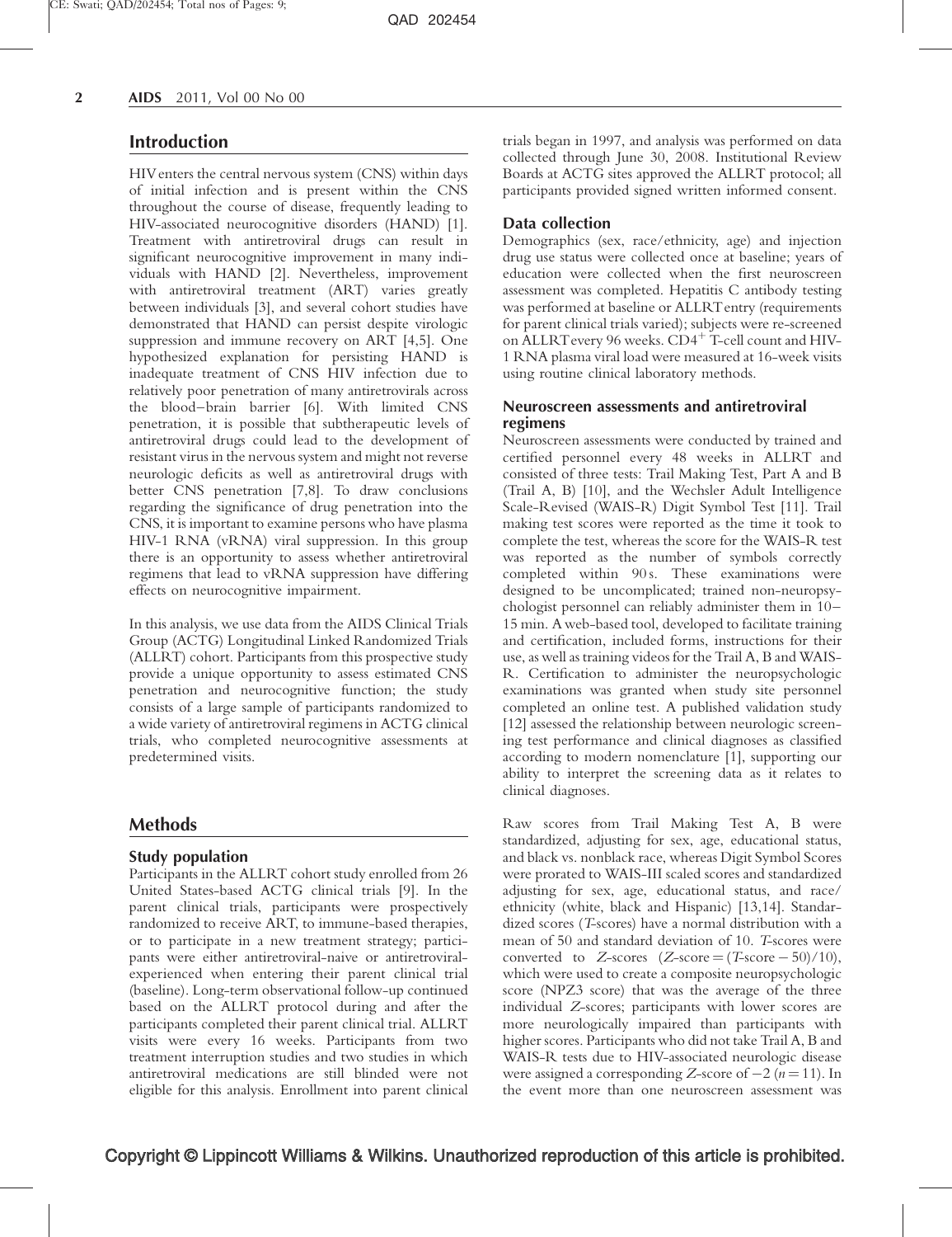## Introduction

HIV enters the central nervous system (CNS) within days of initial infection and is present within the CNS throughout the course of disease, frequently leading to HIV-associated neurocognitive disorders (HAND) [1]. Treatment with antiretroviral drugs can result in significant neurocognitive improvement in many individuals with HAND [2]. Nevertheless, improvement with antiretroviral treatment (ART) varies greatly between individuals [3], and several cohort studies have demonstrated that HAND can persist despite virologic suppression and immune recovery on ART [4,5]. One hypothesized explanation for persisting HAND is inadequate treatment of CNS HIV infection due to relatively poor penetration of many antiretrovirals across the blood–brain barrier [6]. With limited CNS penetration, it is possible that subtherapeutic levels of antiretroviral drugs could lead to the development of resistant virus in the nervous system and might not reverse neurologic deficits as well as antiretroviral drugs with better CNS penetration [7,8]. To draw conclusions regarding the significance of drug penetration into the CNS, it is important to examine persons who have plasma HIV-1 RNA (vRNA) viral suppression. In this group there is an opportunity to assess whether antiretroviral regimens that lead to vRNA suppression have differing effects on neurocognitive impairment.

In this analysis, we use data from the AIDS Clinical Trials Group (ACTG) Longitudinal Linked Randomized Trials (ALLRT) cohort. Participants from this prospective study provide a unique opportunity to assess estimated CNS penetration and neurocognitive function; the study consists of a large sample of participants randomized to a wide variety of antiretroviral regimens in ACTG clinical trials, who completed neurocognitive assessments at predetermined visits.

## Methods

### Study population

Participants in the ALLRT cohort study enrolled from 26 United States-based ACTG clinical trials [9]. In the parent clinical trials, participants were prospectively randomized to receive ART, to immune-based therapies, or to participate in a new treatment strategy; participants were either antiretroviral-naive or antiretroviral-experienced when entering their parent clinical trial (baseline). Long-term observational follow-up continued based on the ALLRT protocol during and after the participants completed their parent clinical trial. ALLRT visits were every 16 weeks. Participants from two treatment interruption studies and two studies in which antiretroviral medications are still blinded were not eligible for this analysis. Enrollment into parent clinical trials began in 1997, and analysis was performed on data collected through June 30, 2008. Institutional Review Boards at ACTG sites approved the ALLRT protocol; all participants provided signed written informed consent.

### Data collection

Demographics (sex, race/ethnicity, age) and injection drug use status were collected once at baseline; years of education were collected when the first neuroscreen assessment was completed. Hepatitis C antibody testing was performed at baseline or ALLRT entry (requirements for parent clinical trials varied); subjects were re-screened on ALLRT every 96 weeks. $CD4^+$ T-cell count and HIV-1 RNA plasma viral load were measured at 16-week visits using routine clinical laboratory methods.

### Neuroscreen assessments and antiretroviral regimens

Neuroscreen assessments were conducted by trained and certified personnel every 48 weeks in ALLRT and consisted of three tests: Trail Making Test, Part A and B (Trail A, B) [10], and the Wechsler Adult Intelligence Scale-Revised (WAIS-R) Digit Symbol Test [11]. Trail making test scores were reported as the time it took to complete the test, whereas the score for the WAIS-R test was reported as the number of symbols correctly completed within 90 s. These examinations were designed to be uncomplicated; trained non-neuropsychologist personnel can reliably administer them in 10–15 min. A web-based tool, developed to facilitate training and certification, included forms, instructions for their use, as well as training videos for the Trail A, B and WAIS-R. Certification to administer the neuropsychologic examinations was granted when study site personnel completed an online test. A published validation study [12] assessed the relationship between neurologic screening test performance and clinical diagnoses as classified according to modern nomenclature [1], supporting our ability to interpret the screening data as it relates to clinical diagnoses.

Raw scores from Trail Making Test A, B were standardized, adjusting for sex, age, educational status, and black vs. nonblack race, whereas Digit Symbol Scores were prorated to WAIS-III scaled scores and standardized adjusting for sex, age, educational status, and race/ethnicity (white, black and Hispanic) [13,14]. Standardized scores (*T*-scores) have a normal distribution with a mean of 50 and standard deviation of 10. *T*-scores were converted to *Z*-scores ($Z\text{-score} = (T\text{-score} - 50)/10$), which were used to create a composite neuropsychologic score (NPZ3 score) that was the average of the three individual *Z*-scores; participants with lower scores are more neurologically impaired than participants with higher scores. Participants who did not take Trail A, B and WAIS-R tests due to HIV-associated neurologic disease were assigned a corresponding *Z*-score of $-2$ ($n = 11$). In the event more than one neuroscreen assessment was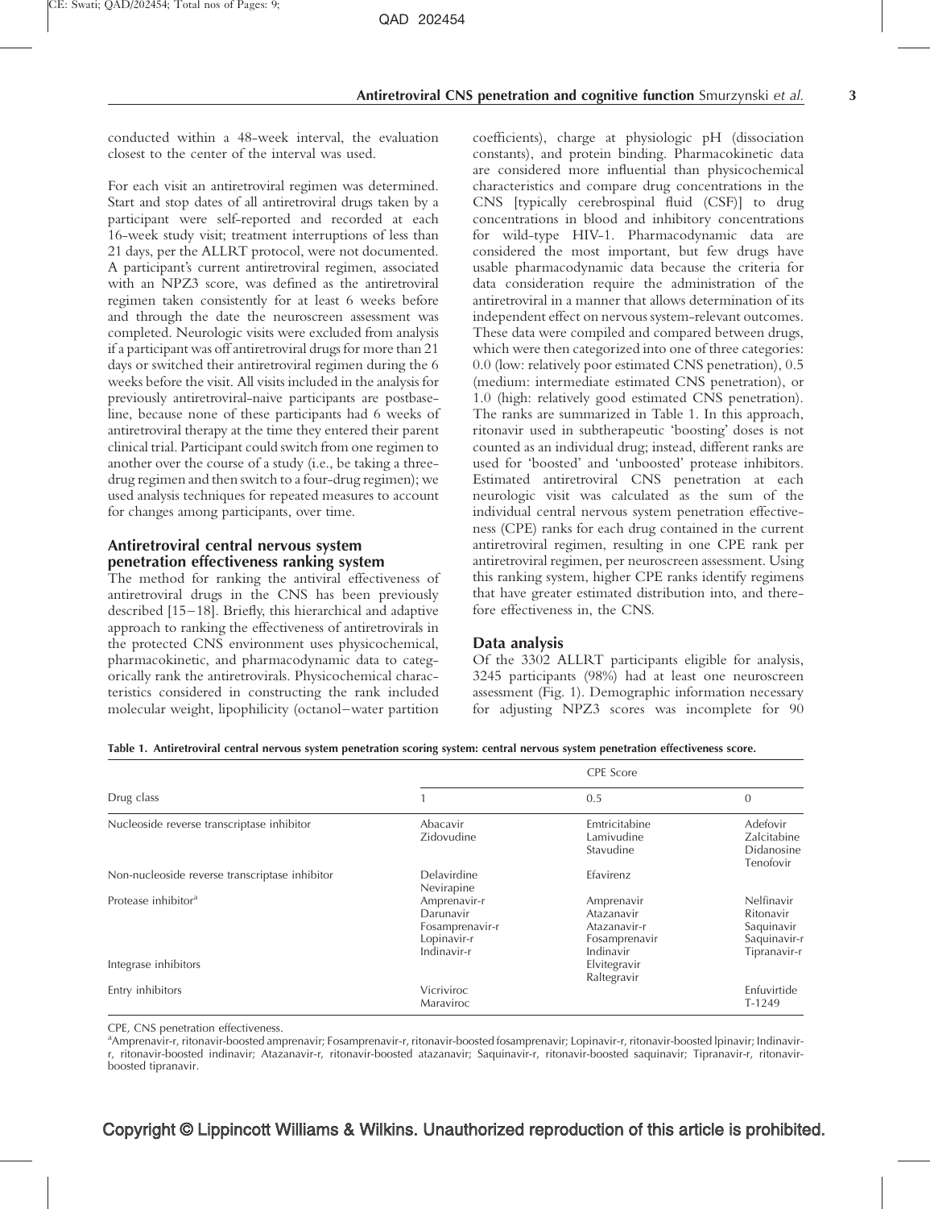conducted within a 48-week interval, the evaluation closest to the center of the interval was used.

For each visit an antiretroviral regimen was determined. Start and stop dates of all antiretroviral drugs taken by a participant were self-reported and recorded at each 16-week study visit; treatment interruptions of less than 21 days, per the ALLRT protocol, were not documented. A participant's current antiretroviral regimen, associated with an NPZ3 score, was defined as the antiretroviral regimen taken consistently for at least 6 weeks before and through the date the neuroscreen assessment was completed. Neurologic visits were excluded from analysis if a participant was off antiretroviral drugs for more than 21 days or switched their antiretroviral regimen during the 6 weeks before the visit. All visits included in the analysis for previously antiretroviral-naive participants are postbaseline, because none of these participants had 6 weeks of antiretroviral therapy at the time they entered their parent clinical trial. Participant could switch from one regimen to another over the course of a study (i.e., be taking a three-drug regimen and then switch to a four-drug regimen); we used analysis techniques for repeated measures to account for changes among participants, over time.

### Antiretroviral central nervous system penetration effectiveness ranking system

The method for ranking the antiviral effectiveness of antiretroviral drugs in the CNS has been previously described [15–18]. Briefly, this hierarchical and adaptive approach to ranking the effectiveness of antiretrovirals in the protected CNS environment uses physicochemical, pharmacokinetic, and pharmacodynamic data to categorically rank the antiretrovirals. Physicochemical characteristics considered in constructing the rank included molecular weight, lipophilicity (octanol–water partition coefficients), charge at physiologic pH (dissociation constants), and protein binding. Pharmacokinetic data are considered more influential than physicochemical characteristics and compare drug concentrations in the CNS [typically cerebrospinal fluid (CSF)] to drug concentrations in blood and inhibitory concentrations for wild-type HIV-1. Pharmacodynamic data are considered the most important, but few drugs have usable pharmacodynamic data because the criteria for data consideration require the administration of the antiretroviral in a manner that allows determination of its independent effect on nervous system-relevant outcomes. These data were compiled and compared between drugs, which were then categorized into one of three categories: 0.0 (low: relatively poor estimated CNS penetration), 0.5 (medium: intermediate estimated CNS penetration), or 1.0 (high: relatively good estimated CNS penetration). The ranks are summarized in Table 1. In this approach, ritonavir used in subtherapeutic 'boosting' doses is not counted as an individual drug; instead, different ranks are used for 'boosted' and 'unboosted' protease inhibitors. Estimated antiretroviral CNS penetration at each neurologic visit was calculated as the sum of the individual central nervous system penetration effectiveness (CPE) ranks for each drug contained in the current antiretroviral regimen, resulting in one CPE rank per antiretroviral regimen, per neuroscreen assessment. Using this ranking system, higher CPE ranks identify regimens that have greater estimated distribution into, and therefore effectiveness in, the CNS.

### Data analysis

Of the 3302 ALLRT participants eligible for analysis, 3245 participants (98%) had at least one neuroscreen assessment (Fig. 1). Demographic information necessary for adjusting NPZ3 scores was incomplete for 90

**Table 1. Antiretroviral central nervous system penetration scoring system: central nervous system penetration effectiveness score.**

| Drug class | CPE Score | | |
|---|---|---|---|
| | 1 | 0.5 | 0 |
| Nucleoside reverse transcriptase inhibitor | Abacavir<br>Zidovudine | Emtricitabine<br>Lamivudine<br>Stavudine | Adefovir<br>Zalcitabine<br>Didanosine<br>Tenofovir |
| Non-nucleoside reverse transcriptase inhibitor | Delavirdine<br>Nevirapine | Efavirenz | |
| Protease inhibitor[a] | Amprenavir-r<br>Darunavir<br>Fosamprenavir-r<br>Lopinavir-r<br>Indinavir-r | Amprenavir<br>Atazanavir<br>Atazanavir-r<br>Fosamprenavir<br>Indinavir | Nelfinavir<br>Ritonavir<br>Saquinavir<br>Saquinavir-r<br>Tipranavir-r |
| Integrase inhibitors | | Elvitegravir<br>Raltegravir | |
| Entry inhibitors | Vicriviroc<br>Maraviroc | | Enfuvirtide<br>T-1249 |

CPE, CNS penetration effectiveness.
[a]Amprenavir-r, ritonavir-boosted amprenavir; Fosamprenavir-r, ritonavir-boosted fosamprenavir; Lopinavir-r, ritonavir-boosted lpinavir; Indinavir-r, ritonavir-boosted indinavir; Atazanavir-r, ritonavir-boosted atazanavir; Saquinavir-r, ritonavir-boosted saquinavir; Tipranavir-r, ritonavir-boosted tipranavir.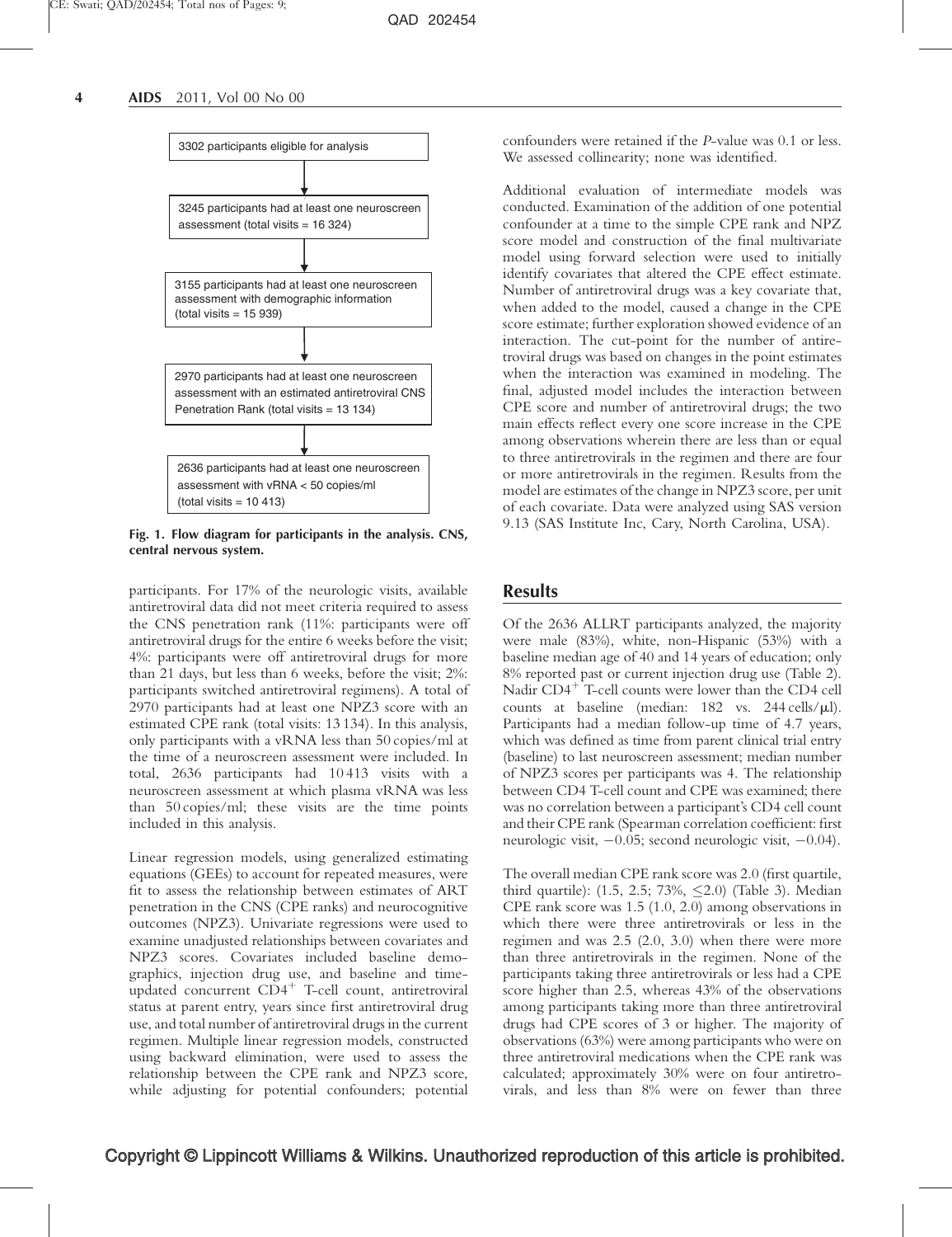3302 participants eligible for analysis

3245 participants had at least one neuroscreen assessment (total visits = 16 324)

3155 participants had at least one neuroscreen assessment with demographic information (total visits = 15 939)

2970 participants had at least one neuroscreen assessment with an estimated antiretroviral CNS Penetration Rank (total visits = 13 134)

2636 participants had at least one neuroscreen assessment with vRNA < 50 copies/ml (total visits = 10 413)

**Fig. 1. Flow diagram for participants in the analysis. CNS, central nervous system.**

participants. For 17% of the neurologic visits, available antiretroviral data did not meet criteria required to assess the CNS penetration rank (11%: participants were off antiretroviral drugs for the entire 6 weeks before the visit; 4%: participants were off antiretroviral drugs for more than 21 days, but less than 6 weeks, before the visit; 2%: participants switched antiretroviral regimens). A total of 2970 participants had at least one NPZ3 score with an estimated CPE rank (total visits: 13 134). In this analysis, only participants with a vRNA less than 50 copies/ml at the time of a neuroscreen assessment were included. In total, 2636 participants had 10 413 visits with a neuroscreen assessment at which plasma vRNA was less than 50 copies/ml; these visits are the time points included in this analysis.

Linear regression models, using generalized estimating equations (GEEs) to account for repeated measures, were fit to assess the relationship between estimates of ART penetration in the CNS (CPE ranks) and neurocognitive outcomes (NPZ3). Univariate regressions were used to examine unadjusted relationships between covariates and NPZ3 scores. Covariates included baseline demographics, injection drug use, and baseline and time-updated concurrent $CD4^+$ T-cell count, antiretroviral status at parent entry, years since first antiretroviral drug use, and total number of antiretroviral drugs in the current regimen. Multiple linear regression models, constructed using backward elimination, were used to assess the relationship between the CPE rank and NPZ3 score, while adjusting for potential confounders; potential confounders were retained if the *P*-value was 0.1 or less. We assessed collinearity; none was identified.

Additional evaluation of intermediate models was conducted. Examination of the addition of one potential confounder at a time to the simple CPE rank and NPZ score model and construction of the final multivariate model using forward selection were used to initially identify covariates that altered the CPE effect estimate. Number of antiretroviral drugs was a key covariate that, when added to the model, caused a change in the CPE score estimate; further exploration showed evidence of an interaction. The cut-point for the number of antiretroviral drugs was based on changes in the point estimates when the interaction was examined in modeling. The final, adjusted model includes the interaction between CPE score and number of antiretroviral drugs; the two main effects reflect every one score increase in the CPE among observations wherein there are less than or equal to three antiretrovirals in the regimen and there are four or more antiretrovirals in the regimen. Results from the model are estimates of the change in NPZ3 score, per unit of each covariate. Data were analyzed using SAS version 9.13 (SAS Institute Inc, Cary, North Carolina, USA).

## Results

Of the 2636 ALLRT participants analyzed, the majority were male (83%), white, non-Hispanic (53%) with a baseline median age of 40 and 14 years of education; only 8% reported past or current injection drug use (Table 2). Nadir $CD4^+$ T-cell counts were lower than the CD4 cell counts at baseline (median: 182 vs. 244 cells/μl). Participants had a median follow-up time of 4.7 years, which was defined as time from parent clinical trial entry (baseline) to last neuroscreen assessment; median number of NPZ3 scores per participants was 4. The relationship between CD4 T-cell count and CPE was examined; there was no correlation between a participant's CD4 cell count and their CPE rank (Spearman correlation coefficient: first neurologic visit, −0.05; second neurologic visit, −0.04).

The overall median CPE rank score was 2.0 (first quartile, third quartile): (1.5, 2.5; 73%, ≤2.0) (Table 3). Median CPE rank score was 1.5 (1.0, 2.0) among observations in which there were three antiretrovirals or less in the regimen and was 2.5 (2.0, 3.0) when there were more than three antiretrovirals in the regimen. None of the participants taking three antiretrovirals or less had a CPE score higher than 2.5, whereas 43% of the observations among participants taking more than three antiretroviral drugs had CPE scores of 3 or higher. The majority of observations (63%) were among participants who were on three antiretroviral medications when the CPE rank was calculated; approximately 30% were on four antiretrovirals, and less than 8% were on fewer than three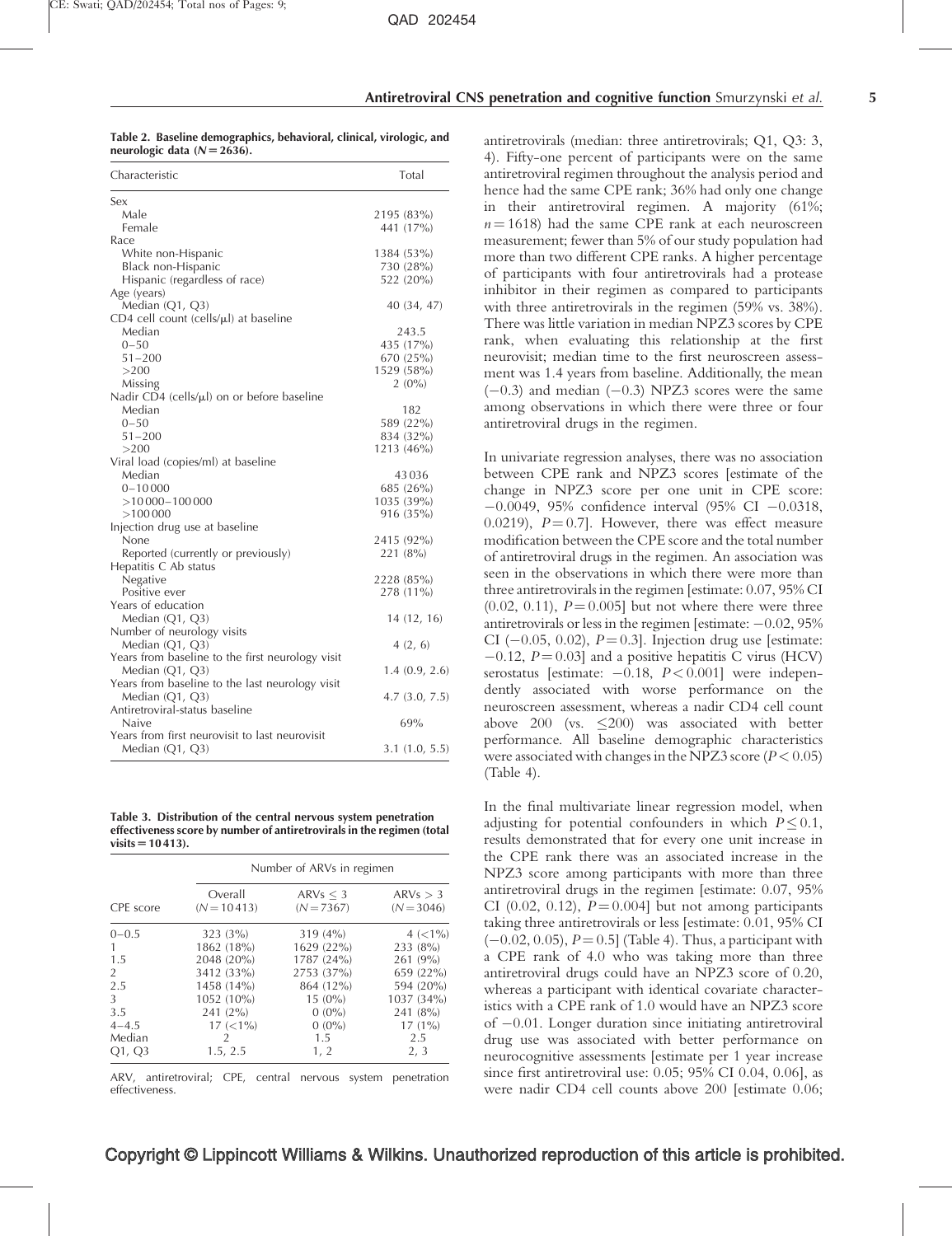**Table 2. Baseline demographics, behavioral, clinical, virologic, and neurologic data ($N = 2636$).**

| Characteristic | Total |
|---|---|
| Sex | |
| Male | 2195 (83%) |
| Female | 441 (17%) |
| Race | |
| White non-Hispanic | 1384 (53%) |
| Black non-Hispanic | 730 (28%) |
| Hispanic (regardless of race) | 522 (20%) |
| Age (years) | |
| Median (Q1, Q3) | 40 (34, 47) |
| CD4 cell count (cells/μl) at baseline | |
| Median | 243.5 |
| 0–50 | 435 (17%) |
| 51–200 | 670 (25%) |
| >200 | 1529 (58%) |
| Missing | 2 (0%) |
| Nadir CD4 (cells/μl) on or before baseline | |
| Median | 182 |
| 0–50 | 589 (22%) |
| 51–200 | 834 (32%) |
| >200 | 1213 (46%) |
| Viral load (copies/ml) at baseline | |
| Median | 43 036 |
| 0–10 000 | 685 (26%) |
| >10 000–100 000 | 1035 (39%) |
| >100 000 | 916 (35%) |
| Injection drug use at baseline | |
| None | 2415 (92%) |
| Reported (currently or previously) | 221 (8%) |
| Hepatitis C Ab status | |
| Negative | 2228 (85%) |
| Positive ever | 278 (11%) |
| Years of education | |
| Median (Q1, Q3) | 14 (12, 16) |
| Number of neurology visits | |
| Median (Q1, Q3) | 4 (2, 6) |
| Years from baseline to the first neurology visit | |
| Median (Q1, Q3) | 1.4 (0.9, 2.6) |
| Years from baseline to the last neurology visit | |
| Median (Q1, Q3) | 4.7 (3.0, 7.5) |
| Antiretroviral-status baseline | |
| Naive | 69% |
| Years from first neurovisit to last neurovisit | |
| Median (Q1, Q3) | 3.1 (1.0, 5.5) |

**Table 3. Distribution of the central nervous system penetration effectiveness score by number of antiretrovirals in the regimen (total visits = 10 413).**

| | Number of ARVs in regimen | | |
|---|---|---|---|
| CPE score | Overall ($N = 10413$) | ARVs $\leq 3$ ($N = 7367$) | ARVs $> 3$ ($N = 3046$) |
| 0–0.5 | 323 (3%) | 319 (4%) | 4 (<1%) |
| 1 | 1862 (18%) | 1629 (22%) | 233 (8%) |
| 1.5 | 2048 (20%) | 1787 (24%) | 261 (9%) |
| 2 | 3412 (33%) | 2753 (37%) | 659 (22%) |
| 2.5 | 1458 (14%) | 864 (12%) | 594 (20%) |
| 3 | 1052 (10%) | 15 (0%) | 1037 (34%) |
| 3.5 | 241 (2%) | 0 (0%) | 241 (8%) |
| 4–4.5 | 17 (<1%) | 0 (0%) | 17 (1%) |
| Median | 2 | 1.5 | 2.5 |
| Q1, Q3 | 1.5, 2.5 | 1, 2 | 2, 3 |

ARV, antiretroviral; CPE, central nervous system penetration effectiveness.

antiretrovirals (median: three antiretrovirals; Q1, Q3: 3, 4). Fifty-one percent of participants were on the same antiretroviral regimen throughout the analysis period and hence had the same CPE rank; 36% had only one change in their antiretroviral regimen. A majority (61%; $n = 1618$) had the same CPE rank at each neuroscreen measurement; fewer than 5% of our study population had more than two different CPE ranks. A higher percentage of participants with four antiretrovirals had a protease inhibitor in their regimen as compared to participants with three antiretrovirals in the regimen (59% vs. 38%). There was little variation in median NPZ3 scores by CPE rank, when evaluating this relationship at the first neurovisit; median time to the first neuroscreen assessment was 1.4 years from baseline. Additionally, the mean (−0.3) and median (−0.3) NPZ3 scores were the same among observations in which there were three or four antiretroviral drugs in the regimen.

In univariate regression analyses, there was no association between CPE rank and NPZ3 scores [estimate of the change in NPZ3 score per one unit in CPE score: −0.0049, 95% confidence interval (95% CI −0.0318, 0.0219), $P = 0.7$]. However, there was effect measure modification between the CPE score and the total number of antiretroviral drugs in the regimen. An association was seen in the observations in which there were more than three antiretrovirals in the regimen [estimate: 0.07, 95% CI (0.02, 0.11), $P = 0.005$] but not where there were three antiretrovirals or less in the regimen [estimate: −0.02, 95% CI (−0.05, 0.02), $P = 0.3$]. Injection drug use [estimate: −0.12, $P = 0.03$] and a positive hepatitis C virus (HCV) serostatus [estimate: −0.18, $P < 0.001$] were independently associated with worse performance on the neuroscreen assessment, whereas a nadir CD4 cell count above 200 (vs. $\leq 200$) was associated with better performance. All baseline demographic characteristics were associated with changes in the NPZ3 score ($P < 0.05$) (Table 4).

In the final multivariate linear regression model, when adjusting for potential confounders in which $P \leq 0.1$, results demonstrated that for every one unit increase in the CPE rank there was an associated increase in the NPZ3 score among participants with more than three antiretroviral drugs in the regimen [estimate: 0.07, 95% CI (0.02, 0.12), $P = 0.004$] but not among participants taking three antiretrovirals or less [estimate: 0.01, 95% CI (−0.02, 0.05), $P = 0.5$] (Table 4). Thus, a participant with a CPE rank of 4.0 who was taking more than three antiretroviral drugs could have an NPZ3 score of 0.20, whereas a participant with identical covariate characteristics with a CPE rank of 1.0 would have an NPZ3 score of −0.01. Longer duration since initiating antiretroviral drug use was associated with better performance on neurocognitive assessments [estimate per 1 year increase since first antiretroviral use: 0.05; 95% CI 0.04, 0.06], as were nadir CD4 cell counts above 200 [estimate 0.06;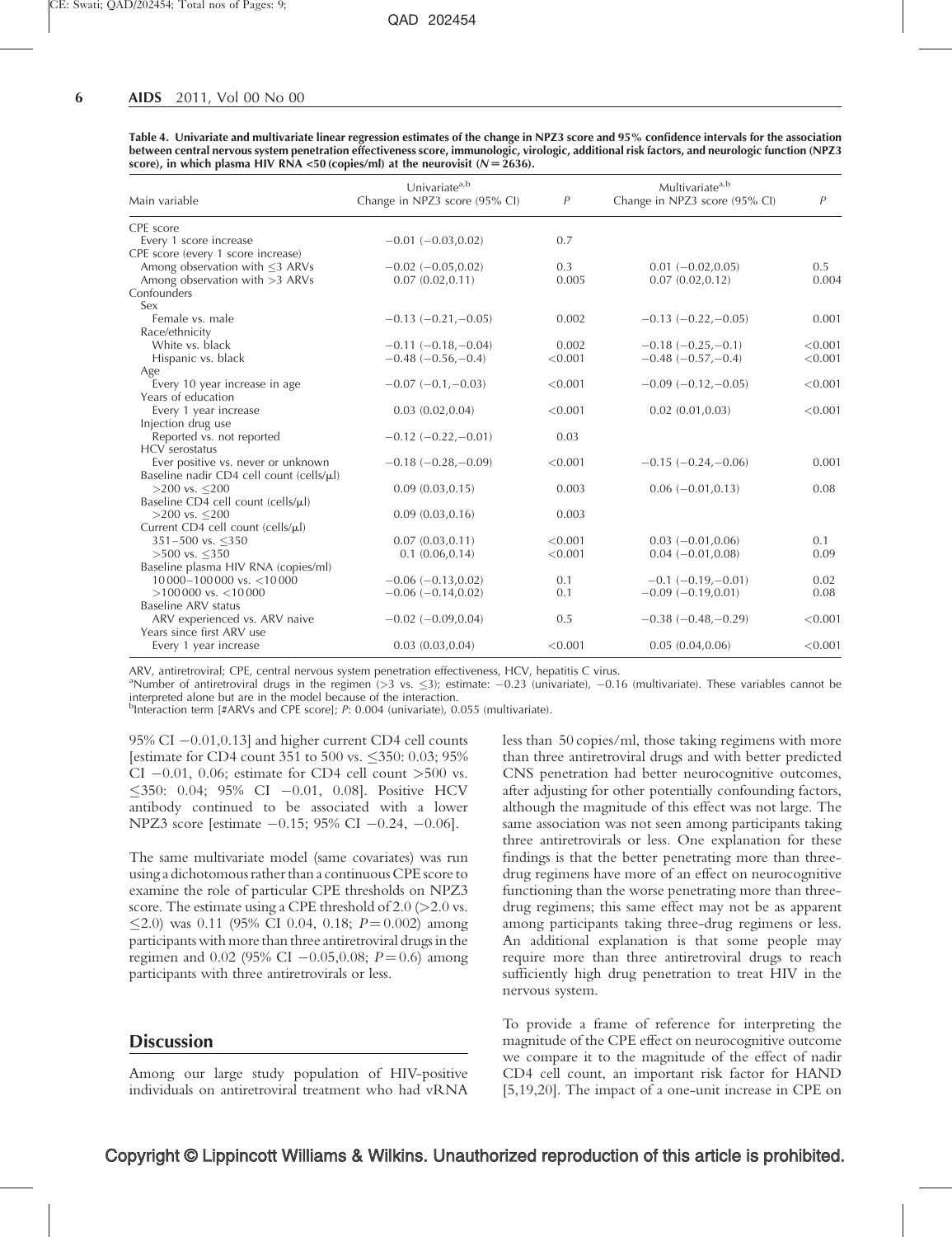**Table 4. Univariate and multivariate linear regression estimates of the change in NPZ3 score and 95% confidence intervals for the association between central nervous system penetration effectiveness score, immunologic, virologic, additional risk factors, and neurologic function (NPZ3 score), in which plasma HIV RNA <50 (copies/ml) at the neurovisit ($N = 2636$).**

| Main variable | Univariate[a,b] Change in NPZ3 score (95% CI) | $P$ | Multivariate[a,b] Change in NPZ3 score (95% CI) | $P$ |
|---|---|---|---|---|
| CPE score | | | | |
| Every 1 score increase | −0.01 (−0.03,0.02) | 0.7 | | |
| CPE score (every 1 score increase) | | | | |
| Among observation with ≤3 ARVs | −0.02 (−0.05,0.02) | 0.3 | 0.01 (−0.02,0.05) | 0.5 |
| Among observation with >3 ARVs | 0.07 (0.02,0.11) | 0.005 | 0.07 (0.02,0.12) | 0.004 |
| Confounders | | | | |
| Sex | | | | |
| Female vs. male | −0.13 (−0.21,−0.05) | 0.002 | −0.13 (−0.22,−0.05) | 0.001 |
| Race/ethnicity | | | | |
| White vs. black | −0.11 (−0.18,−0.04) | 0.002 | −0.18 (−0.25,−0.1) | <0.001 |
| Hispanic vs. black | −0.48 (−0.56,−0.4) | <0.001 | −0.48 (−0.57,−0.4) | <0.001 |
| Age | | | | |
| Every 10 year increase in age | −0.07 (−0.1,−0.03) | <0.001 | −0.09 (−0.12,−0.05) | <0.001 |
| Years of education | | | | |
| Every 1 year increase | 0.03 (0.02,0.04) | <0.001 | 0.02 (0.01,0.03) | <0.001 |
| Injection drug use | | | | |
| Reported vs. not reported | −0.12 (−0.22,−0.01) | 0.03 | | |
| HCV serostatus | | | | |
| Ever positive vs. never or unknown | −0.18 (−0.28,−0.09) | <0.001 | −0.15 (−0.24,−0.06) | 0.001 |
| Baseline nadir CD4 cell count (cells/μl) | | | | |
| >200 vs. ≤200 | 0.09 (0.03,0.15) | 0.003 | 0.06 (−0.01,0.13) | 0.08 |
| Baseline CD4 cell count (cells/μl) | | | | |
| >200 vs. ≤200 | 0.09 (0.03,0.16) | 0.003 | | |
| Current CD4 cell count (cells/μl) | | | | |
| 351–500 vs. ≤350 | 0.07 (0.03,0.11) | <0.001 | 0.03 (−0.01,0.06) | 0.1 |
| >500 vs. ≤350 | 0.1 (0.06,0.14) | <0.001 | 0.04 (−0.01,0.08) | 0.09 |
| Baseline plasma HIV RNA (copies/ml) | | | | |
| 10 000–100 000 vs. <10 000 | −0.06 (−0.13,0.02) | 0.1 | −0.1 (−0.19,−0.01) | 0.02 |
| >100 000 vs. <10 000 | −0.06 (−0.14,0.02) | 0.1 | −0.09 (−0.19,0.01) | 0.08 |
| Baseline ARV status | | | | |
| ARV experienced vs. ARV naive | −0.02 (−0.09,0.04) | 0.5 | −0.38 (−0.48,−0.29) | <0.001 |
| Years since first ARV use | | | | |
| Every 1 year increase | 0.03 (0.03,0.04) | <0.001 | 0.05 (0.04,0.06) | <0.001 |

ARV, antiretroviral; CPE, central nervous system penetration effectiveness, HCV, hepatitis C virus.
[a]Number of antiretroviral drugs in the regimen (>3 vs. ≤3); estimate: −0.23 (univariate), −0.16 (multivariate). These variables cannot be interpreted alone but are in the model because of the interaction.
[b]Interaction term [#ARVs and CPE score]; $P$: 0.004 (univariate), 0.055 (multivariate).

95% CI −0.01,0.13] and higher current CD4 cell counts [estimate for CD4 count 351 to 500 vs. ≤350: 0.03; 95% CI −0.01, 0.06; estimate for CD4 cell count >500 vs. ≤350: 0.04; 95% CI −0.01, 0.08]. Positive HCV antibody continued to be associated with a lower NPZ3 score [estimate −0.15; 95% CI −0.24, −0.06].

The same multivariate model (same covariates) was run using a dichotomous rather than a continuous CPE score to examine the role of particular CPE thresholds on NPZ3 score. The estimate using a CPE threshold of 2.0 (>2.0 vs. ≤2.0) was 0.11 (95% CI 0.04, 0.18; $P = 0.002$) among participants with more than three antiretroviral drugs in the regimen and 0.02 (95% CI −0.05,0.08; $P = 0.6$) among participants with three antiretrovirals or less.

## Discussion

Among our large study population of HIV-positive individuals on antiretroviral treatment who had vRNA less than 50 copies/ml, those taking regimens with more than three antiretroviral drugs and with better predicted CNS penetration had better neurocognitive outcomes, after adjusting for other potentially confounding factors, although the magnitude of this effect was not large. The same association was not seen among participants taking three antiretrovirals or less. One explanation for these findings is that the better penetrating more than three-drug regimens have more of an effect on neurocognitive functioning than the worse penetrating more than three-drug regimens; this same effect may not be as apparent among participants taking three-drug regimens or less. An additional explanation is that some people may require more than three antiretroviral drugs to reach sufficiently high drug penetration to treat HIV in the nervous system.

To provide a frame of reference for interpreting the magnitude of the CPE effect on neurocognitive outcome we compare it to the magnitude of the effect of nadir CD4 cell count, an important risk factor for HAND [5,19,20]. The impact of a one-unit increase in CPE on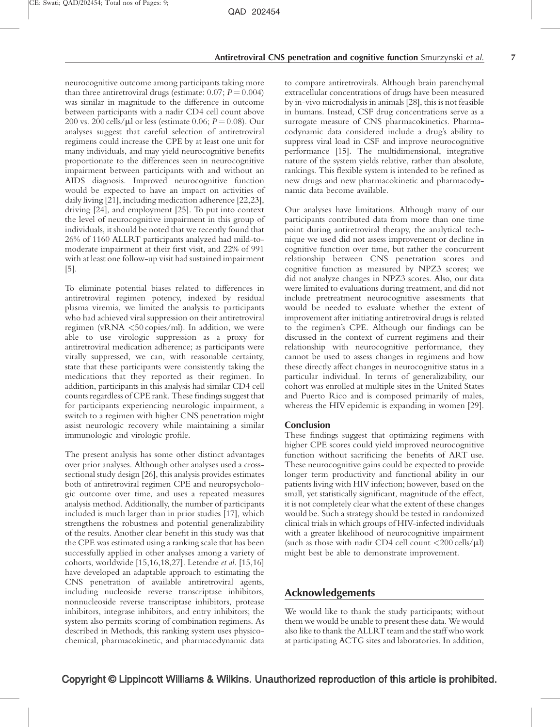neurocognitive outcome among participants taking more than three antiretroviral drugs (estimate: 0.07; $P = 0.004$) was similar in magnitude to the difference in outcome between participants with a nadir CD4 cell count above 200 vs. 200 cells/μl or less (estimate 0.06; $P = 0.08$). Our analyses suggest that careful selection of antiretroviral regimens could increase the CPE by at least one unit for many individuals, and may yield neurocognitive benefits proportionate to the differences seen in neurocognitive impairment between participants with and without an AIDS diagnosis. Improved neurocognitive function would be expected to have an impact on activities of daily living [21], including medication adherence [22,23], driving [24], and employment [25]. To put into context the level of neurocognitive impairment in this group of individuals, it should be noted that we recently found that 26% of 1160 ALLRT participants analyzed had mild-to-moderate impairment at their first visit, and 22% of 991 with at least one follow-up visit had sustained impairment [5].

To eliminate potential biases related to differences in antiretroviral regimen potency, indexed by residual plasma viremia, we limited the analysis to participants who had achieved viral suppression on their antiretroviral regimen (vRNA <50 copies/ml). In addition, we were able to use virologic suppression as a proxy for antiretroviral medication adherence; as participants were virally suppressed, we can, with reasonable certainty, state that these participants were consistently taking the medications that they reported as their regimen. In addition, participants in this analysis had similar CD4 cell counts regardless of CPE rank. These findings suggest that for participants experiencing neurologic impairment, a switch to a regimen with higher CNS penetration might assist neurologic recovery while maintaining a similar immunologic and virologic profile.

The present analysis has some other distinct advantages over prior analyses. Although other analyses used a cross-sectional study design [26], this analysis provides estimates both of antiretroviral regimen CPE and neuropsychologic outcome over time, and uses a repeated measures analysis method. Additionally, the number of participants included is much larger than in prior studies [17], which strengthens the robustness and potential generalizability of the results. Another clear benefit in this study was that the CPE was estimated using a ranking scale that has been successfully applied in other analyses among a variety of cohorts, worldwide [15,16,18,27]. Letendre *et al.* [15,16] have developed an adaptable approach to estimating the CNS penetration of available antiretroviral agents, including nucleoside reverse transcriptase inhibitors, nonnucleoside reverse transcriptase inhibitors, protease inhibitors, integrase inhibitors, and entry inhibitors; the system also permits scoring of combination regimens. As described in Methods, this ranking system uses physicochemical, pharmacokinetic, and pharmacodynamic data to compare antiretrovirals. Although brain parenchymal extracellular concentrations of drugs have been measured by in-vivo microdialysis in animals [28], this is not feasible in humans. Instead, CSF drug concentrations serve as a surrogate measure of CNS pharmacokinetics. Pharmacodynamic data considered include a drug's ability to suppress viral load in CSF and improve neurocognitive performance [15]. The multidimensional, integrative nature of the system yields relative, rather than absolute, rankings. This flexible system is intended to be refined as new drugs and new pharmacokinetic and pharmacodynamic data become available.

Our analyses have limitations. Although many of our participants contributed data from more than one time point during antiretroviral therapy, the analytical technique we used did not assess improvement or decline in cognitive function over time, but rather the concurrent relationship between CNS penetration scores and cognitive function as measured by NPZ3 scores; we did not analyze changes in NPZ3 scores. Also, our data were limited to evaluations during treatment, and did not include pretreatment neurocognitive assessments that would be needed to evaluate whether the extent of improvement after initiating antiretroviral drugs is related to the regimen's CPE. Although our findings can be discussed in the context of current regimens and their relationship with neurocognitive performance, they cannot be used to assess changes in regimens and how these directly affect changes in neurocognitive status in a particular individual. In terms of generalizability, our cohort was enrolled at multiple sites in the United States and Puerto Rico and is composed primarily of males, whereas the HIV epidemic is expanding in women [29].

### Conclusion

These findings suggest that optimizing regimens with higher CPE scores could yield improved neurocognitive function without sacrificing the benefits of ART use. These neurocognitive gains could be expected to provide longer term productivity and functional ability in our patients living with HIV infection; however, based on the small, yet statistically significant, magnitude of the effect, it is not completely clear what the extent of these changes would be. Such a strategy should be tested in randomized clinical trials in which groups of HIV-infected individuals with a greater likelihood of neurocognitive impairment (such as those with nadir CD4 cell count <200 cells/μl) might best be able to demonstrate improvement.

## Acknowledgements

We would like to thank the study participants; without them we would be unable to present these data. We would also like to thank the ALLRT team and the staff who work at participating ACTG sites and laboratories. In addition,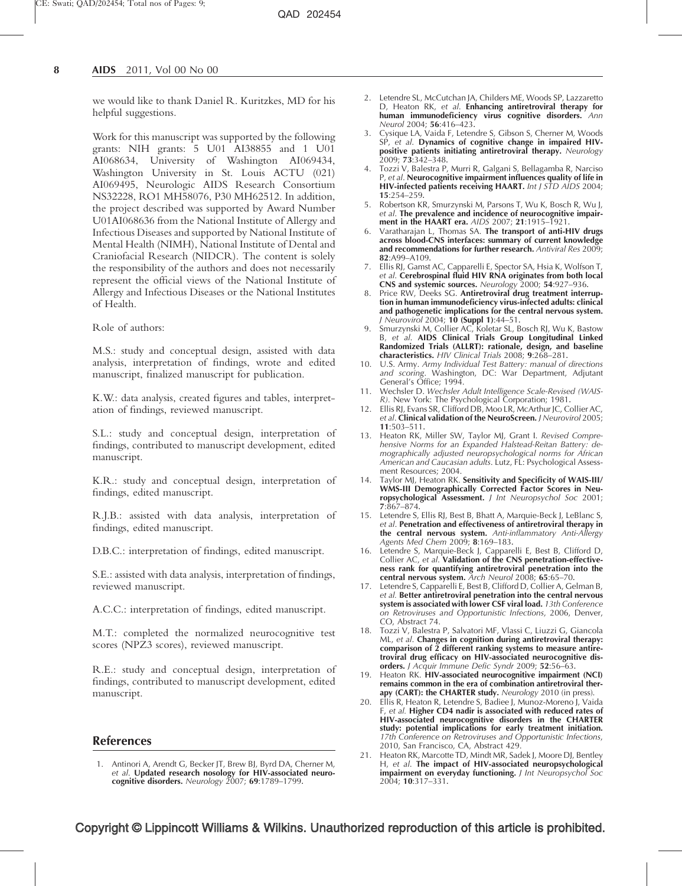we would like to thank Daniel R. Kuritzkes, MD for his helpful suggestions.

Work for this manuscript was supported by the following grants: NIH grants: 5 U01 AI38855 and 1 U01 AI068634, University of Washington AI069434, Washington University in St. Louis ACTU (021) AI069495, Neurologic AIDS Research Consortium NS32228, RO1 MH58076, P30 MH62512. In addition, the project described was supported by Award Number U01AI068636 from the National Institute of Allergy and Infectious Diseases and supported by National Institute of Mental Health (NIMH), National Institute of Dental and Craniofacial Research (NIDCR). The content is solely the responsibility of the authors and does not necessarily represent the official views of the National Institute of Allergy and Infectious Diseases or the National Institutes of Health.

Role of authors:

M.S.: study and conceptual design, assisted with data analysis, interpretation of findings, wrote and edited manuscript, finalized manuscript for publication.

K.W.: data analysis, created figures and tables, interpretation of findings, reviewed manuscript.

S.L.: study and conceptual design, interpretation of findings, contributed to manuscript development, edited manuscript.

K.R.: study and conceptual design, interpretation of findings, edited manuscript.

R.J.B.: assisted with data analysis, interpretation of findings, edited manuscript.

D.B.C.: interpretation of findings, edited manuscript.

S.E.: assisted with data analysis, interpretation of findings, reviewed manuscript.

A.C.C.: interpretation of findings, edited manuscript.

M.T.: completed the normalized neurocognitive test scores (NPZ3 scores), reviewed manuscript.

R.E.: study and conceptual design, interpretation of findings, contributed to manuscript development, edited manuscript.

## References

1. Antinori A, Arendt G, Becker JT, Brew BJ, Byrd DA, Cherner M, *et al*. **Updated research nosology for HIV-associated neurocognitive disorders.** *Neurology* 2007; **69**:1789–1799.
2. Letendre SL, McCutchan JA, Childers ME, Woods SP, Lazzaretto D, Heaton RK, *et al*. **Enhancing antiretroviral therapy for human immunodeficiency virus cognitive disorders.** *Ann Neurol* 2004; **56**:416–423.
3. Cysique LA, Vaida F, Letendre S, Gibson S, Cherner M, Woods SP, *et al*. **Dynamics of cognitive change in impaired HIV-positive patients initiating antiretroviral therapy.** *Neurology* 2009; **73**:342–348.
4. Tozzi V, Balestra P, Murri R, Galgani S, Bellagamba R, Narciso P, *et al*. **Neurocognitive impairment influences quality of life in HIV-infected patients receiving HAART.** *Int J STD AIDS* 2004; **15**:254–259.
5. Robertson KR, Smurzynski M, Parsons T, Wu K, Bosch R, Wu J, *et al*. **The prevalence and incidence of neurocognitive impairment in the HAART era.** *AIDS* 2007; **21**:1915–1921.
6. Varatharajan L, Thomas SA. **The transport of anti-HIV drugs across blood-CNS interfaces: summary of current knowledge and recommendations for further research.** *Antiviral Res* 2009; **82**:A99–A109.
7. Ellis RJ, Gamst AC, Capparelli E, Spector SA, Hsia K, Wolfson T, *et al*. **Cerebrospinal fluid HIV RNA originates from both local CNS and systemic sources.** *Neurology* 2000; **54**:927–936.
8. Price RW, Deeks SG. **Antiretroviral drug treatment interruption in human immunodeficiency virus-infected adults: clinical and pathogenetic implications for the central nervous system.** *J Neurovirol* 2004; **10 (Suppl 1)**:44–51.
9. Smurzynski M, Collier AC, Koletar SL, Bosch RJ, Wu K, Bastow B, *et al*. **AIDS Clinical Trials Group Longitudinal Linked Randomized Trials (ALLRT): rationale, design, and baseline characteristics.** *HIV Clinical Trials* 2008; **9**:268–281.
10. U.S. Army. *Army Individual Test Battery: manual of directions and scoring*. Washington, DC: War Department, Adjutant General's Office; 1994.
11. Wechsler D. *Wechsler Adult Intelligence Scale-Revised (WAIS-R)*. New York: The Psychological Corporation; 1981.
12. Ellis RJ, Evans SR, Clifford DB, Moo LR, McArthur JC, Collier AC, *et al*. **Clinical validation of the NeuroScreen.** *J Neurovirol* 2005; **11**:503–511.
13. Heaton RK, Miller SW, Taylor MJ, Grant I. *Revised Comprehensive Norms for an Expanded Halstead-Reitan Battery: demographically adjusted neuropsychological norms for African American and Caucasian adults*. Lutz, FL: Psychological Assessment Resources; 2004.
14. Taylor MJ, Heaton RK. **Sensitivity and Specificity of WAIS-III/WMS-III Demographically Corrected Factor Scores in Neuropsychological Assessment.** *J Int Neuropsychol Soc* 2001; **7**:867–874.
15. Letendre S, Ellis RJ, Best B, Bhatt A, Marquie-Beck J, LeBlanc S, *et al*. **Penetration and effectiveness of antiretroviral therapy in the central nervous system.** *Anti-inflammatory Anti-Allergy Agents Med Chem* 2009; **8**:169–183.
16. Letendre S, Marquie-Beck J, Capparelli E, Best B, Clifford D, Collier AC, *et al*. **Validation of the CNS penetration-effectiveness rank for quantifying antiretroviral penetration into the central nervous system.** *Arch Neurol* 2008; **65**:65–70.
17. Letendre S, Capparelli E, Best B, Clifford D, Collier A, Gelman B, *et al*. **Better antiretroviral penetration into the central nervous system is associated with lower CSF viral load.** *13th Conference on Retroviruses and Opportunistic Infections*, 2006, Denver, CO, Abstract 74.
18. Tozzi V, Balestra P, Salvatori MF, Vlassi C, Liuzzi G, Giancola ML, *et al*. **Changes in cognition during antiretroviral therapy: comparison of 2 different ranking systems to measure antiretroviral drug efficacy on HIV-associated neurocognitive disorders.** *J Acquir Immune Defic Syndr* 2009; **52**:56–63.
19. Heaton RK. **HIV-associated neurocognitive impairment (NCI) remains common in the era of combination antiretroviral therapy (CART): the CHARTER study.** *Neurology* 2010 (in press).
20. Ellis R, Heaton R, Letendre S, Badiee J, Munoz-Moreno J, Vaida F, *et al*. **Higher CD4 nadir is associated with reduced rates of HIV-associated neurocognitive disorders in the CHARTER study: potential implications for early treatment initiation.** *17th Conference on Retroviruses and Opportunistic Infections*, 2010, San Francisco, CA, Abstract 429.
21. Heaton RK, Marcotte TD, Mindt MR, Sadek J, Moore DJ, Bentley H, *et al*. **The impact of HIV-associated neuropsychological impairment on everyday functioning.** *J Int Neuropsychol Soc* 2004; **10**:317–331.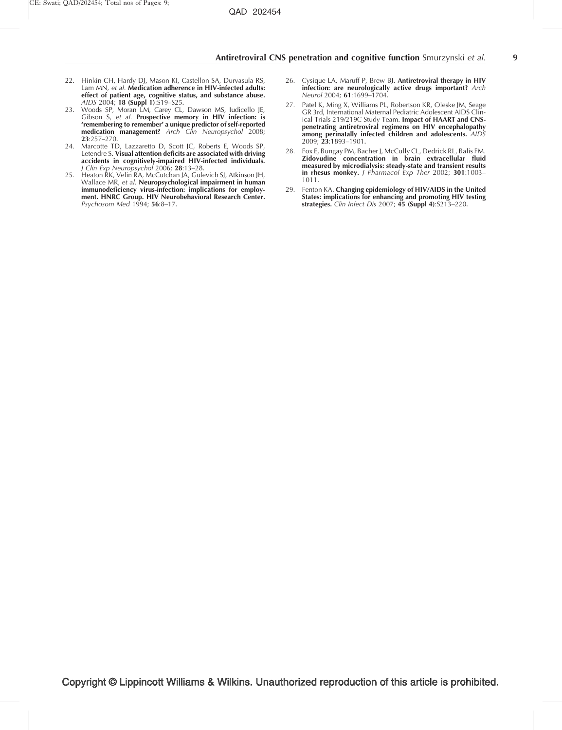22. Hinkin CH, Hardy DJ, Mason KI, Castellon SA, Durvasula RS, Lam MN, *et al.* **Medication adherence in HIV-infected adults: effect of patient age, cognitive status, and substance abuse.** *AIDS* 2004; **18 (Suppl 1)**:S19–S25.
23. Woods SP, Moran LM, Carey CL, Dawson MS, Iudicello JE, Gibson S, *et al.* **Prospective memory in HIV infection: is 'remembering to remember' a unique predictor of self-reported medication management?** *Arch Clin Neuropsychol* 2008; **23**:257–270.
24. Marcotte TD, Lazzaretto D, Scott JC, Roberts E, Woods SP, Letendre S. **Visual attention deficits are associated with driving accidents in cognitively-impaired HIV-infected individuals.** *J Clin Exp Neuropsychol* 2006; **28**:13–28.
25. Heaton RK, Velin RA, McCutchan JA, Gulevich SJ, Atkinson JH, Wallace MR, *et al.* **Neuropsychological impairment in human immunodeficiency virus-infection: implications for employment. HNRC Group. HIV Neurobehavioral Research Center.** *Psychosom Med* 1994; **56**:8–17.
26. Cysique LA, Maruff P, Brew BJ. **Antiretroviral therapy in HIV infection: are neurologically active drugs important?** *Arch Neurol* 2004; **61**:1699–1704.
27. Patel K, Ming X, Williams PL, Robertson KR, Oleske JM, Seage GR 3rd, International Maternal Pediatric Adolescent AIDS Clinical Trials 219/219C Study Team. **Impact of HAART and CNS-penetrating antiretroviral regimens on HIV encephalopathy among perinatally infected children and adolescents.** *AIDS* 2009; **23**:1893–1901.
28. Fox E, Bungay PM, Bacher J, McCully CL, Dedrick RL, Balis FM. **Zidovudine concentration in brain extracellular fluid measured by microdialysis: steady-state and transient results in rhesus monkey.** *J Pharmacol Exp Ther* 2002; **301**:1003–1011.
29. Fenton KA. **Changing epidemiology of HIV/AIDS in the United States: implications for enhancing and promoting HIV testing strategies.** *Clin Infect Dis* 2007; **45 (Suppl 4)**:S213–220.